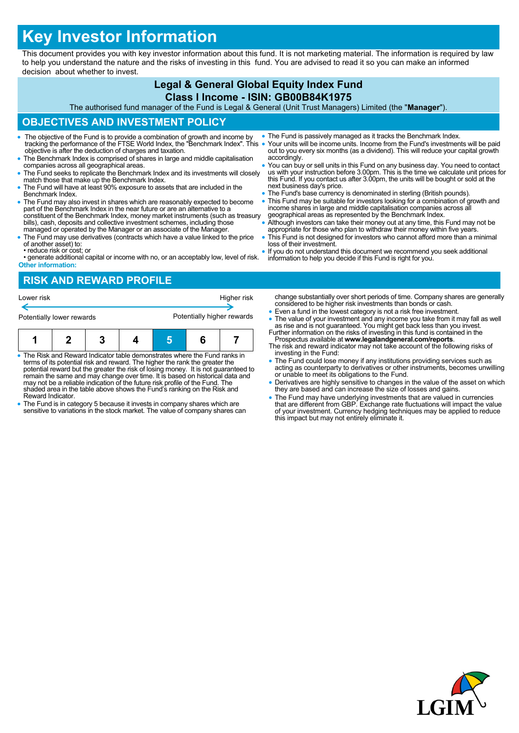# Key Investor Information

This document provides you with key investor information about this fund. It is not marketing material. The information is required by law to help you understand the nature and the risks of investing in this fund. You are advised to read it so you can make an informed decision about whether to invest.

## Legal & General Global Equity Index Fund

## Class I Income - ISIN: GB00B84K1975

The authorised fund manager of the Fund is Legal & General (Unit Trust Managers) Limited (the "**Manager**").

## OBJECTIVES AND INVESTMENT POLICY

- The objective of the Fund is to provide a combination of growth and income by tracking the performance of the FTSE World Index, the "Benchmark Index". This objective is after the deduction of charges and taxation.
- The Benchmark Index is comprised of shares in large and middle capitalisation companies across all geographical areas.
- The Fund seeks to replicate the Benchmark Index and its investments will closely match those that make up the Benchmark Index.
- The Fund will have at least 90% exposure to assets that are included in the Benchmark Index.
- The Fund may also invest in shares which are reasonably expected to become part of the Benchmark Index in the near future or are an alternative to a constituent of the Benchmark Index, money market instruments (such as treasury bills), cash, deposits and collective investment schemes, including those managed or operated by the Manager or an associate of the Manager.
- The Fund may use derivatives (contracts which have a value linked to the price of another asset) to:
  • reduce risk or cost; or
  • generate additional capital or income with no, or an acceptably low, level of risk.

**Other information:**

- The Fund is passively managed as it tracks the Benchmark Index.
- Your units will be income units. Income from the Fund's investments will be paid out to you every six months (as a dividend). This will reduce your capital growth accordingly.
- You can buy or sell units in this Fund on any business day. You need to contact us with your instruction before 3.00pm. This is the time we calculate unit prices for this Fund. If you contact us after 3.00pm, the units will be bought or sold at the next business day's price.
- The Fund's base currency is denominated in sterling (British pounds).
- This Fund may be suitable for investors looking for a combination of growth and income shares in large and middle capitalisation companies across all geographical areas as represented by the Benchmark Index.
- Although investors can take their money out at any time, this Fund may not be appropriate for those who plan to withdraw their money within five years.
- This Fund is not designed for investors who cannot afford more than a minimal loss of their investment.
- If you do not understand this document we recommend you seek additional information to help you decide if this Fund is right for you.

## RISK AND REWARD PROFILE

Lower risk ← → Higher risk

Potentially lower rewards ← → Potentially higher rewards

| 1 | 2 | 3 | 4 | **5** | 6 | 7 |
|---|---|---|---|---|---|---|

- The Risk and Reward Indicator table demonstrates where the Fund ranks in terms of its potential risk and reward. The higher the rank the greater the potential reward but the greater the risk of losing money. It is not guaranteed to remain the same and may change over time. It is based on historical data and may not be a reliable indication of the future risk profile of the Fund. The shaded area in the table above shows the Fund's ranking on the Risk and Reward Indicator.
- The Fund is in category 5 because it invests in company shares which are sensitive to variations in the stock market. The value of company shares can change substantially over short periods of time. Company shares are generally considered to be higher risk investments than bonds or cash.
- Even a fund in the lowest category is not a risk free investment.
- The value of your investment and any income you take from it may fall as well as rise and is not guaranteed. You might get back less than you invest.

Further information on the risks of investing in this fund is contained in the Prospectus available at **www.legalandgeneral.com/reports**.

The risk and reward indicator may not take account of the following risks of investing in the Fund:

- The Fund could lose money if any institutions providing services such as acting as counterparty to derivatives or other instruments, becomes unwilling or unable to meet its obligations to the Fund.
- Derivatives are highly sensitive to changes in the value of the asset on which they are based and can increase the size of losses and gains.
- The Fund may have underlying investments that are valued in currencies that are different from GBP. Exchange rate fluctuations will impact the value of your investment. Currency hedging techniques may be applied to reduce this impact but may not entirely eliminate it.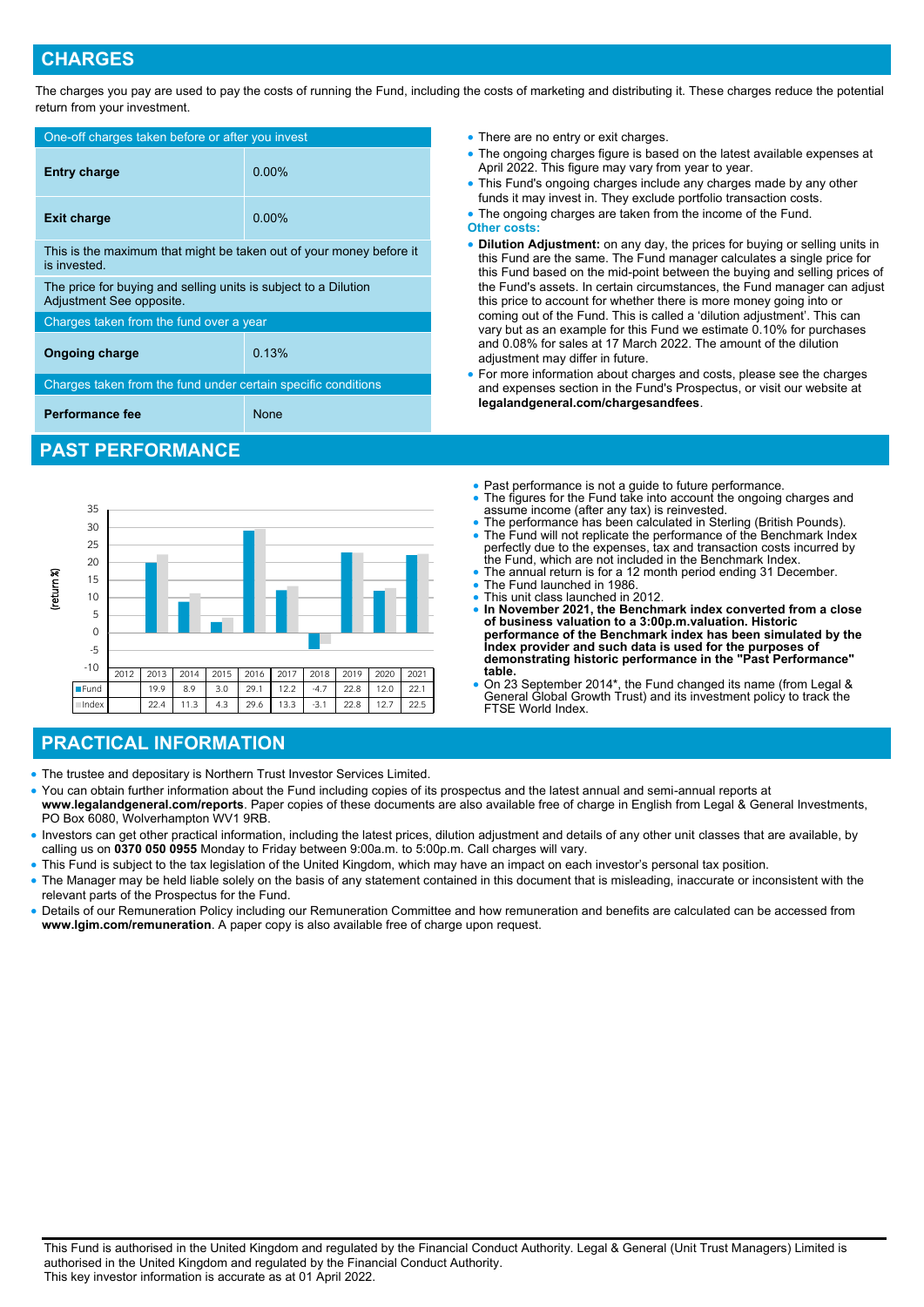## CHARGES

The charges you pay are used to pay the costs of running the Fund, including the costs of marketing and distributing it. These charges reduce the potential return from your investment.

| One-off charges taken before or after you invest | |
|---|---|
| **Entry charge** | 0.00% |
| **Exit charge** | 0.00% |
| This is the maximum that might be taken out of your money before it is invested. | |
| The price for buying and selling units is subject to a Dilution Adjustment See opposite. | |
| Charges taken from the fund over a year | |
| **Ongoing charge** | 0.13% |
| Charges taken from the fund under certain specific conditions | |
| **Performance fee** | None |

- There are no entry or exit charges.
- The ongoing charges figure is based on the latest available expenses at April 2022. This figure may vary from year to year.
- This Fund's ongoing charges include any charges made by any other funds it may invest in. They exclude portfolio transaction costs.
- The ongoing charges are taken from the income of the Fund.

**Other costs:**

- **Dilution Adjustment:** on any day, the prices for buying or selling units in this Fund are the same. The Fund manager calculates a single price for this Fund based on the mid-point between the buying and selling prices of the Fund's assets. In certain circumstances, the Fund manager can adjust this price to account for whether there is more money going into or coming out of the Fund. This is called a 'dilution adjustment'. This can vary but as an example for this Fund we estimate 0.10% for purchases and 0.08% for sales at 17 March 2022. The amount of the dilution adjustment may differ in future.
- For more information about charges and costs, please see the charges and expenses section in the Fund's Prospectus, or visit our website at **legalandgeneral.com/chargesandfees**.

## PAST PERFORMANCE

(return %)

35 30 25 20 15 10 5 0 -5 -10

2012 2013 2014 2015 2016 2017 2018 2019 2020 2021

Fund: 19.9 8.9 3.0 29.1 12.2 -4.7 22.8 12.0 22.1

Index: 22.4 11.3 4.3 29.6 13.3 -3.1 22.8 12.7 22.5

- Past performance is not a guide to future performance.
- The figures for the Fund take into account the ongoing charges and assume income (after any tax) is reinvested.
- The performance has been calculated in Sterling (British Pounds).
- The Fund will not replicate the performance of the Benchmark Index perfectly due to the expenses, tax and transaction costs incurred by the Fund, which are not included in the Benchmark Index.
- The annual return is for a 12 month period ending 31 December.
- The Fund launched in 1986.
- This unit class launched in 2012.
- **In November 2021, the Benchmark index converted from a close of business valuation to a 3:00p.m.valuation. Historic performance of the Benchmark index has been simulated by the Index provider and such data is used for the purposes of demonstrating historic performance in the "Past Performance" table.**
- On 23 September 2014*, the Fund changed its name (from Legal & General Global Growth Trust) and its investment policy to track the FTSE World Index.

## PRACTICAL INFORMATION

- The trustee and depositary is Northern Trust Investor Services Limited.
- You can obtain further information about the Fund including copies of its prospectus and the latest annual and semi-annual reports at **www.legalandgeneral.com/reports**. Paper copies of these documents are also available free of charge in English from Legal & General Investments, PO Box 6080, Wolverhampton WV1 9RB.
- Investors can get other practical information, including the latest prices, dilution adjustment and details of any other unit classes that are available, by calling us on **0370 050 0955** Monday to Friday between 9:00a.m. to 5:00p.m. Call charges will vary.
- This Fund is subject to the tax legislation of the United Kingdom, which may have an impact on each investor's personal tax position.
- The Manager may be held liable solely on the basis of any statement contained in this document that is misleading, inaccurate or inconsistent with the relevant parts of the Prospectus for the Fund.
- Details of our Remuneration Policy including our Remuneration Committee and how remuneration and benefits are calculated can be accessed from **www.lgim.com/remuneration**. A paper copy is also available free of charge upon request.

This Fund is authorised in the United Kingdom and regulated by the Financial Conduct Authority. Legal & General (Unit Trust Managers) Limited is authorised in the United Kingdom and regulated by the Financial Conduct Authority.
This key investor information is accurate as at 01 April 2022.